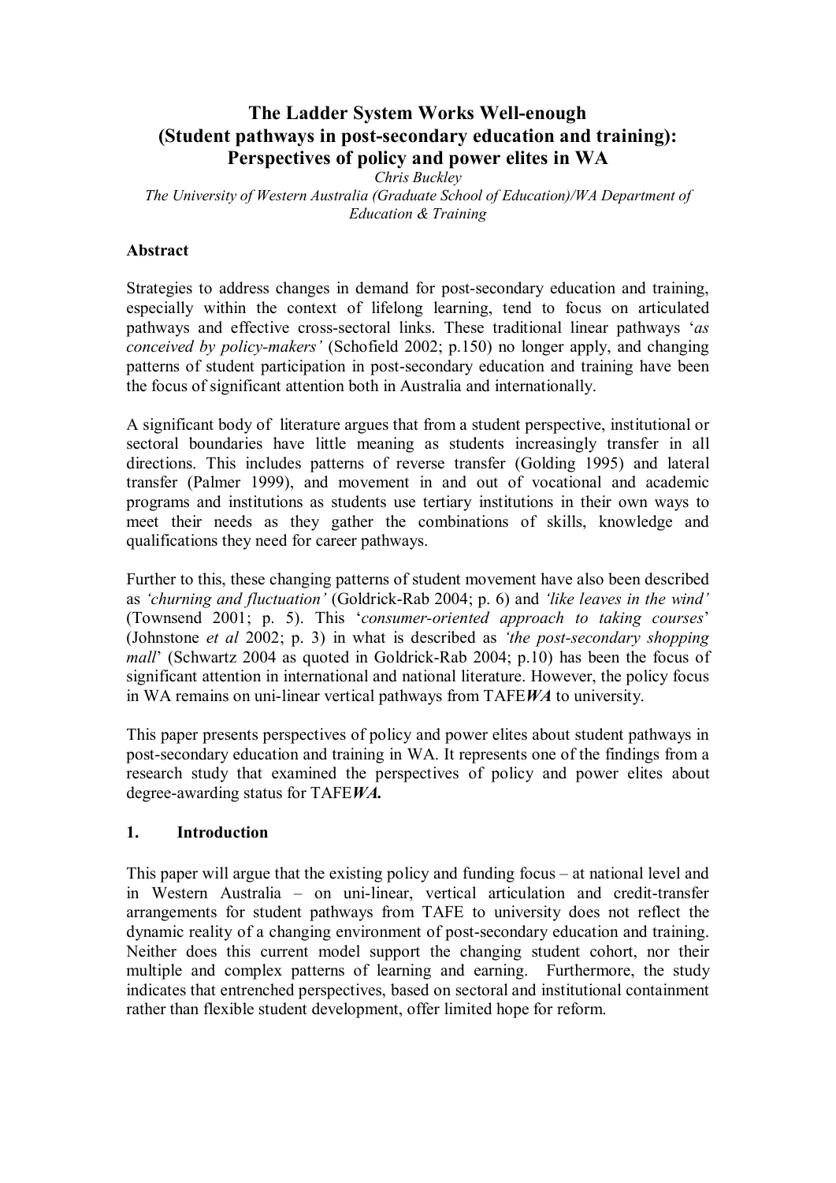# The Ladder System Works Well-enough (Student pathways in post-secondary education and training): Perspectives of policy and power elites in WA

*Chris Buckley*

*The University of Western Australia (Graduate School of Education)/WA Department of Education & Training*

## Abstract

Strategies to address changes in demand for post-secondary education and training, especially within the context of lifelong learning, tend to focus on articulated pathways and effective cross-sectoral links. These traditional linear pathways '*as conceived by policy-makers'* (Schofield 2002; p.150) no longer apply, and changing patterns of student participation in post-secondary education and training have been the focus of significant attention both in Australia and internationally.

A significant body of literature argues that from a student perspective, institutional or sectoral boundaries have little meaning as students increasingly transfer in all directions. This includes patterns of reverse transfer (Golding 1995) and lateral transfer (Palmer 1999), and movement in and out of vocational and academic programs and institutions as students use tertiary institutions in their own ways to meet their needs as they gather the combinations of skills, knowledge and qualifications they need for career pathways.

Further to this, these changing patterns of student movement have also been described as *'churning and fluctuation'* (Goldrick-Rab 2004; p. 6) and *'like leaves in the wind'* (Townsend 2001; p. 5). This '*consumer-oriented approach to taking courses*' (Johnstone *et al* 2002; p. 3) in what is described as *'the post-secondary shopping mall*' (Schwartz 2004 as quoted in Goldrick-Rab 2004; p.10) has been the focus of significant attention in international and national literature. However, the policy focus in WA remains on uni-linear vertical pathways from TAFE***WA*** to university.

This paper presents perspectives of policy and power elites about student pathways in post-secondary education and training in WA. It represents one of the findings from a research study that examined the perspectives of policy and power elites about degree-awarding status for TAFE***WA.***

## 1. Introduction

This paper will argue that the existing policy and funding focus – at national level and in Western Australia – on uni-linear, vertical articulation and credit-transfer arrangements for student pathways from TAFE to university does not reflect the dynamic reality of a changing environment of post-secondary education and training. Neither does this current model support the changing student cohort, nor their multiple and complex patterns of learning and earning. Furthermore, the study indicates that entrenched perspectives, based on sectoral and institutional containment rather than flexible student development, offer limited hope for reform.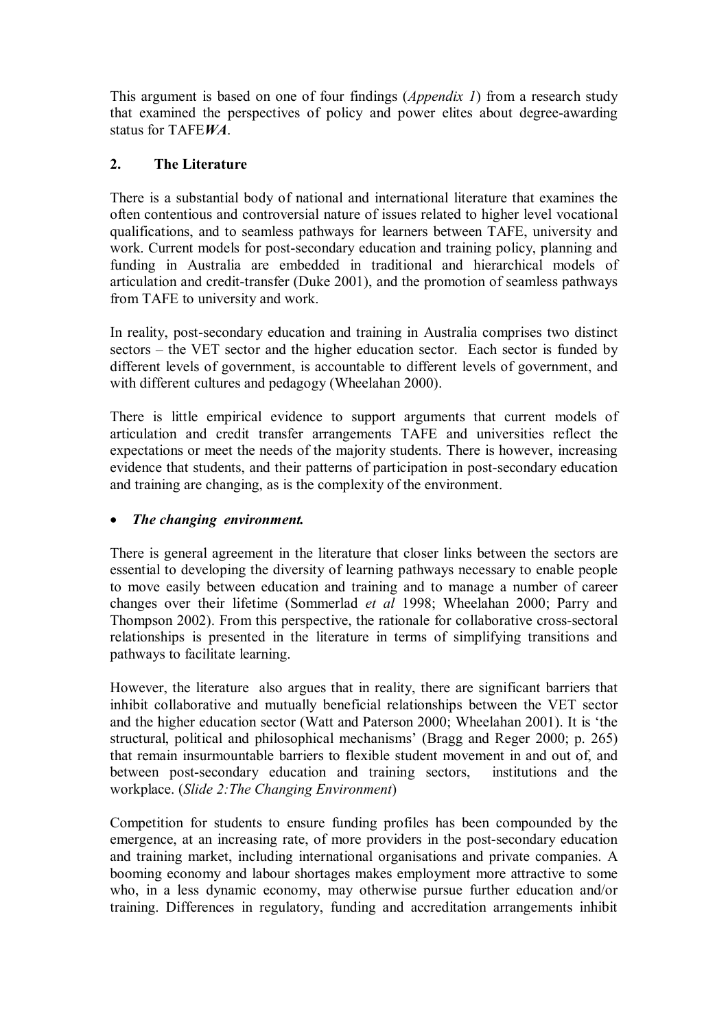This argument is based on one of four findings (*Appendix 1*) from a research study that examined the perspectives of policy and power elites about degree-awarding status for TAFE***WA***.

## 2. The Literature

There is a substantial body of national and international literature that examines the often contentious and controversial nature of issues related to higher level vocational qualifications, and to seamless pathways for learners between TAFE, university and work. Current models for post-secondary education and training policy, planning and funding in Australia are embedded in traditional and hierarchical models of articulation and credit-transfer (Duke 2001), and the promotion of seamless pathways from TAFE to university and work.

In reality, post-secondary education and training in Australia comprises two distinct sectors – the VET sector and the higher education sector. Each sector is funded by different levels of government, is accountable to different levels of government, and with different cultures and pedagogy (Wheelahan 2000).

There is little empirical evidence to support arguments that current models of articulation and credit transfer arrangements TAFE and universities reflect the expectations or meet the needs of the majority students. There is however, increasing evidence that students, and their patterns of participation in post-secondary education and training are changing, as is the complexity of the environment.

- ***The changing environment.***

There is general agreement in the literature that closer links between the sectors are essential to developing the diversity of learning pathways necessary to enable people to move easily between education and training and to manage a number of career changes over their lifetime (Sommerlad *et al* 1998; Wheelahan 2000; Parry and Thompson 2002). From this perspective, the rationale for collaborative cross-sectoral relationships is presented in the literature in terms of simplifying transitions and pathways to facilitate learning.

However, the literature also argues that in reality, there are significant barriers that inhibit collaborative and mutually beneficial relationships between the VET sector and the higher education sector (Watt and Paterson 2000; Wheelahan 2001). It is 'the structural, political and philosophical mechanisms' (Bragg and Reger 2000; p. 265) that remain insurmountable barriers to flexible student movement in and out of, and between post-secondary education and training sectors, institutions and the workplace. (*Slide 2:The Changing Environment*)

Competition for students to ensure funding profiles has been compounded by the emergence, at an increasing rate, of more providers in the post-secondary education and training market, including international organisations and private companies. A booming economy and labour shortages makes employment more attractive to some who, in a less dynamic economy, may otherwise pursue further education and/or training. Differences in regulatory, funding and accreditation arrangements inhibit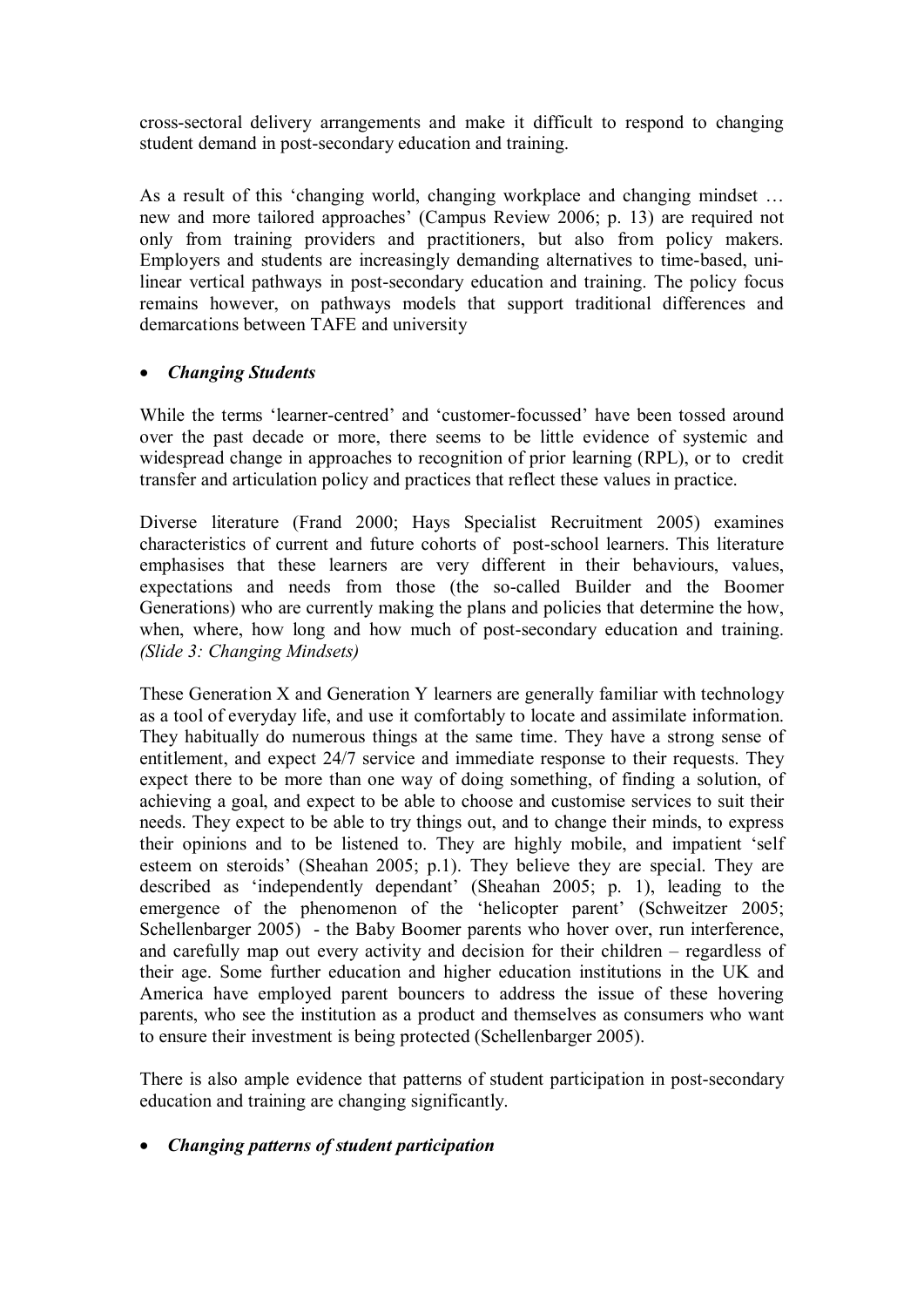cross-sectoral delivery arrangements and make it difficult to respond to changing student demand in post-secondary education and training.

As a result of this 'changing world, changing workplace and changing mindset … new and more tailored approaches' (Campus Review 2006; p. 13) are required not only from training providers and practitioners, but also from policy makers. Employers and students are increasingly demanding alternatives to time-based, uni-linear vertical pathways in post-secondary education and training. The policy focus remains however, on pathways models that support traditional differences and demarcations between TAFE and university

- ***Changing Students***

While the terms 'learner-centred' and 'customer-focussed' have been tossed around over the past decade or more, there seems to be little evidence of systemic and widespread change in approaches to recognition of prior learning (RPL), or to credit transfer and articulation policy and practices that reflect these values in practice.

Diverse literature (Frand 2000; Hays Specialist Recruitment 2005) examines characteristics of current and future cohorts of post-school learners. This literature emphasises that these learners are very different in their behaviours, values, expectations and needs from those (the so-called Builder and the Boomer Generations) who are currently making the plans and policies that determine the how, when, where, how long and how much of post-secondary education and training. *(Slide 3: Changing Mindsets)*

These Generation X and Generation Y learners are generally familiar with technology as a tool of everyday life, and use it comfortably to locate and assimilate information. They habitually do numerous things at the same time. They have a strong sense of entitlement, and expect 24/7 service and immediate response to their requests. They expect there to be more than one way of doing something, of finding a solution, of achieving a goal, and expect to be able to choose and customise services to suit their needs. They expect to be able to try things out, and to change their minds, to express their opinions and to be listened to. They are highly mobile, and impatient 'self esteem on steroids' (Sheahan 2005; p.1). They believe they are special. They are described as 'independently dependant' (Sheahan 2005; p. 1), leading to the emergence of the phenomenon of the 'helicopter parent' (Schweitzer 2005; Schellenbarger 2005) - the Baby Boomer parents who hover over, run interference, and carefully map out every activity and decision for their children – regardless of their age. Some further education and higher education institutions in the UK and America have employed parent bouncers to address the issue of these hovering parents, who see the institution as a product and themselves as consumers who want to ensure their investment is being protected (Schellenbarger 2005).

There is also ample evidence that patterns of student participation in post-secondary education and training are changing significantly.

- ***Changing patterns of student participation***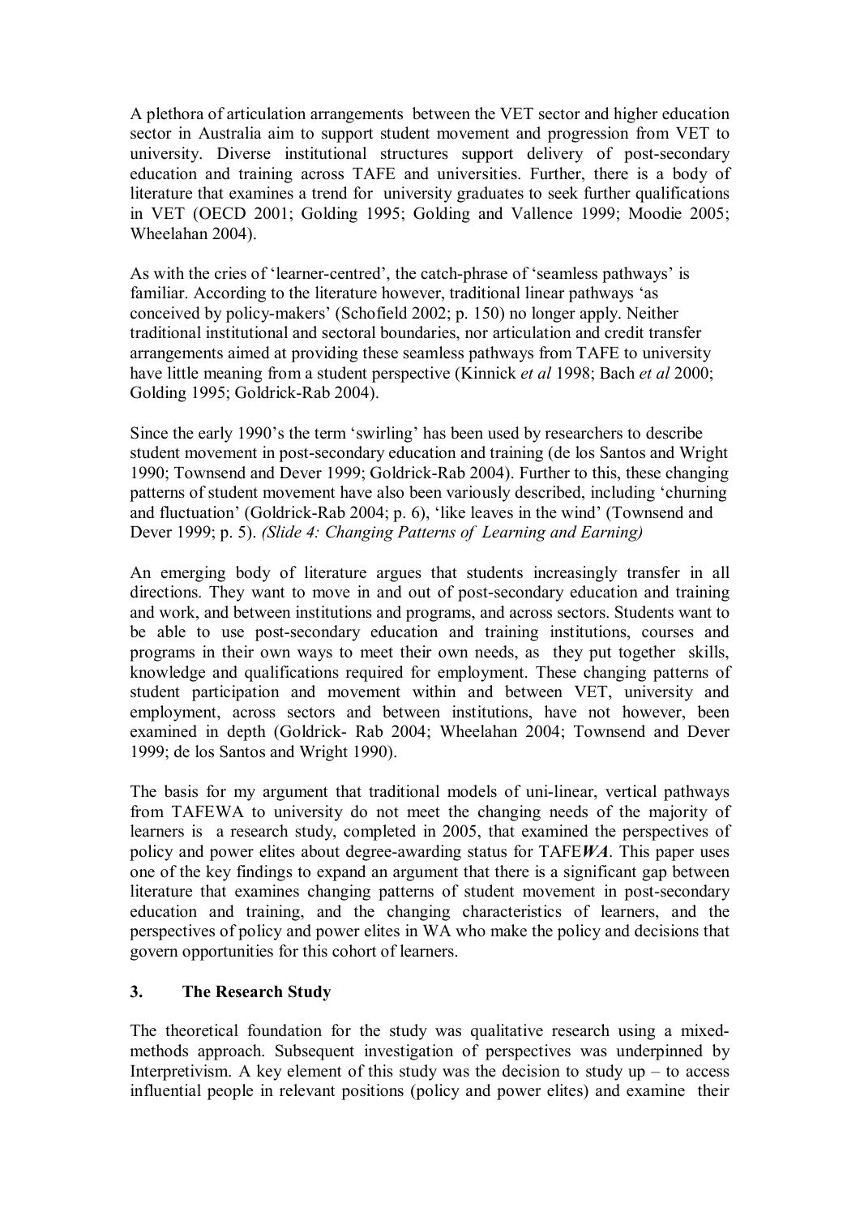A plethora of articulation arrangements between the VET sector and higher education sector in Australia aim to support student movement and progression from VET to university. Diverse institutional structures support delivery of post-secondary education and training across TAFE and universities. Further, there is a body of literature that examines a trend for university graduates to seek further qualifications in VET (OECD 2001; Golding 1995; Golding and Vallence 1999; Moodie 2005; Wheelahan 2004).

As with the cries of 'learner-centred', the catch-phrase of 'seamless pathways' is familiar. According to the literature however, traditional linear pathways 'as conceived by policy-makers' (Schofield 2002; p. 150) no longer apply. Neither traditional institutional and sectoral boundaries, nor articulation and credit transfer arrangements aimed at providing these seamless pathways from TAFE to university have little meaning from a student perspective (Kinnick *et al* 1998; Bach *et al* 2000; Golding 1995; Goldrick-Rab 2004).

Since the early 1990's the term 'swirling' has been used by researchers to describe student movement in post-secondary education and training (de los Santos and Wright 1990; Townsend and Dever 1999; Goldrick-Rab 2004). Further to this, these changing patterns of student movement have also been variously described, including 'churning and fluctuation' (Goldrick-Rab 2004; p. 6), 'like leaves in the wind' (Townsend and Dever 1999; p. 5). *(Slide 4: Changing Patterns of Learning and Earning)*

An emerging body of literature argues that students increasingly transfer in all directions. They want to move in and out of post-secondary education and training and work, and between institutions and programs, and across sectors. Students want to be able to use post-secondary education and training institutions, courses and programs in their own ways to meet their own needs, as they put together skills, knowledge and qualifications required for employment. These changing patterns of student participation and movement within and between VET, university and employment, across sectors and between institutions, have not however, been examined in depth (Goldrick- Rab 2004; Wheelahan 2004; Townsend and Dever 1999; de los Santos and Wright 1990).

The basis for my argument that traditional models of uni-linear, vertical pathways from TAFEWA to university do not meet the changing needs of the majority of learners is a research study, completed in 2005, that examined the perspectives of policy and power elites about degree-awarding status for TAFE***WA***. This paper uses one of the key findings to expand an argument that there is a significant gap between literature that examines changing patterns of student movement in post-secondary education and training, and the changing characteristics of learners, and the perspectives of policy and power elites in WA who make the policy and decisions that govern opportunities for this cohort of learners.

## 3. The Research Study

The theoretical foundation for the study was qualitative research using a mixed-methods approach. Subsequent investigation of perspectives was underpinned by Interpretivism. A key element of this study was the decision to study up – to access influential people in relevant positions (policy and power elites) and examine their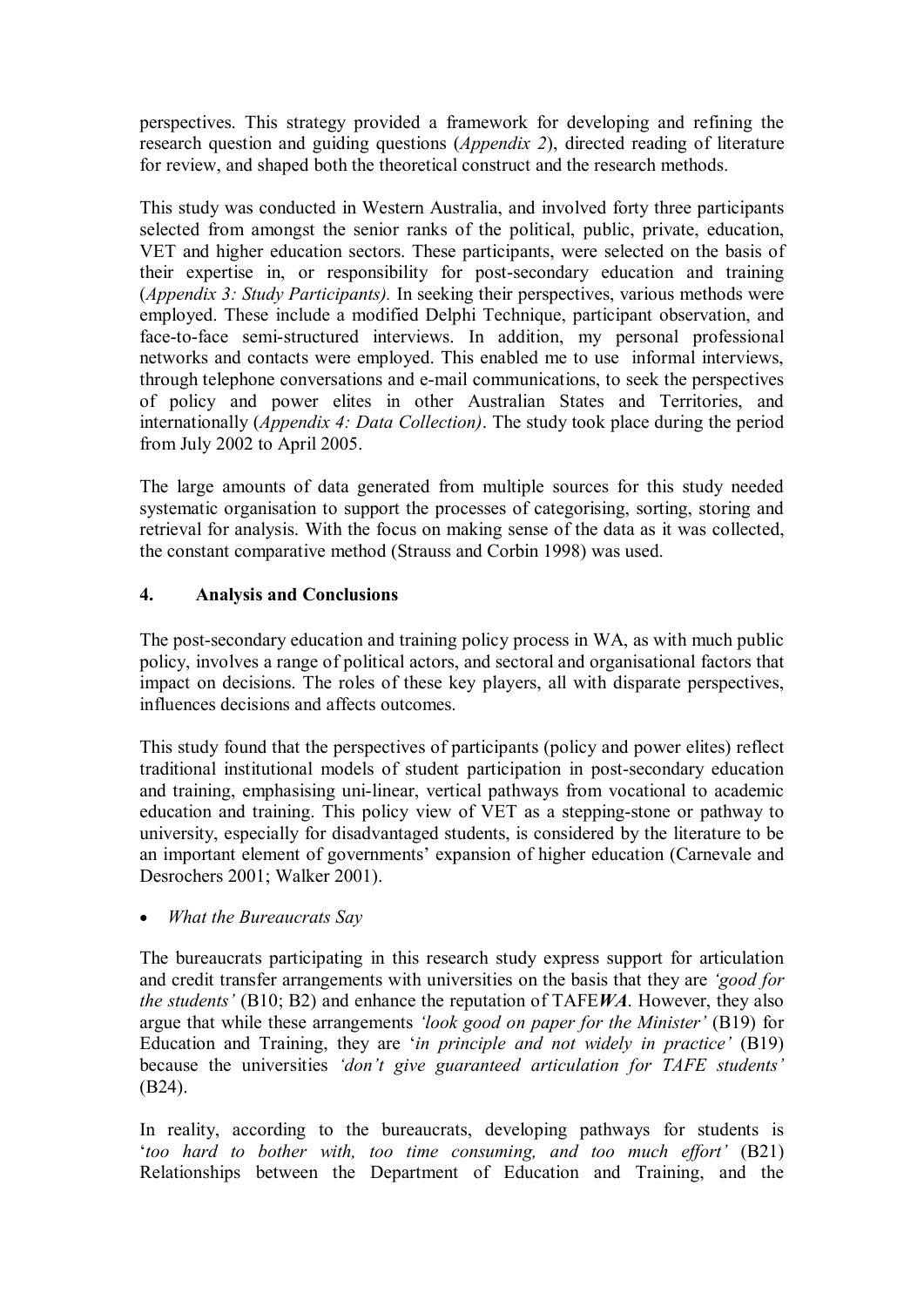perspectives. This strategy provided a framework for developing and refining the research question and guiding questions (*Appendix 2*), directed reading of literature for review, and shaped both the theoretical construct and the research methods.

This study was conducted in Western Australia, and involved forty three participants selected from amongst the senior ranks of the political, public, private, education, VET and higher education sectors. These participants, were selected on the basis of their expertise in, or responsibility for post-secondary education and training (*Appendix 3: Study Participants).* In seeking their perspectives, various methods were employed. These include a modified Delphi Technique, participant observation, and face-to-face semi-structured interviews. In addition, my personal professional networks and contacts were employed. This enabled me to use informal interviews, through telephone conversations and e-mail communications, to seek the perspectives of policy and power elites in other Australian States and Territories, and internationally (*Appendix 4: Data Collection)*. The study took place during the period from July 2002 to April 2005.

The large amounts of data generated from multiple sources for this study needed systematic organisation to support the processes of categorising, sorting, storing and retrieval for analysis. With the focus on making sense of the data as it was collected, the constant comparative method (Strauss and Corbin 1998) was used.

## 4. Analysis and Conclusions

The post-secondary education and training policy process in WA, as with much public policy, involves a range of political actors, and sectoral and organisational factors that impact on decisions. The roles of these key players, all with disparate perspectives, influences decisions and affects outcomes.

This study found that the perspectives of participants (policy and power elites) reflect traditional institutional models of student participation in post-secondary education and training, emphasising uni-linear, vertical pathways from vocational to academic education and training. This policy view of VET as a stepping-stone or pathway to university, especially for disadvantaged students, is considered by the literature to be an important element of governments' expansion of higher education (Carnevale and Desrochers 2001; Walker 2001).

- *What the Bureaucrats Say*

The bureaucrats participating in this research study express support for articulation and credit transfer arrangements with universities on the basis that they are *'good for the students'* (B10; B2) and enhance the reputation of TAFE***WA***. However, they also argue that while these arrangements *'look good on paper for the Minister'* (B19) for Education and Training, they are '*in principle and not widely in practice'* (B19) because the universities *'don't give guaranteed articulation for TAFE students'* (B24).

In reality, according to the bureaucrats, developing pathways for students is '*too hard to bother with, too time consuming, and too much effort'* (B21) Relationships between the Department of Education and Training, and the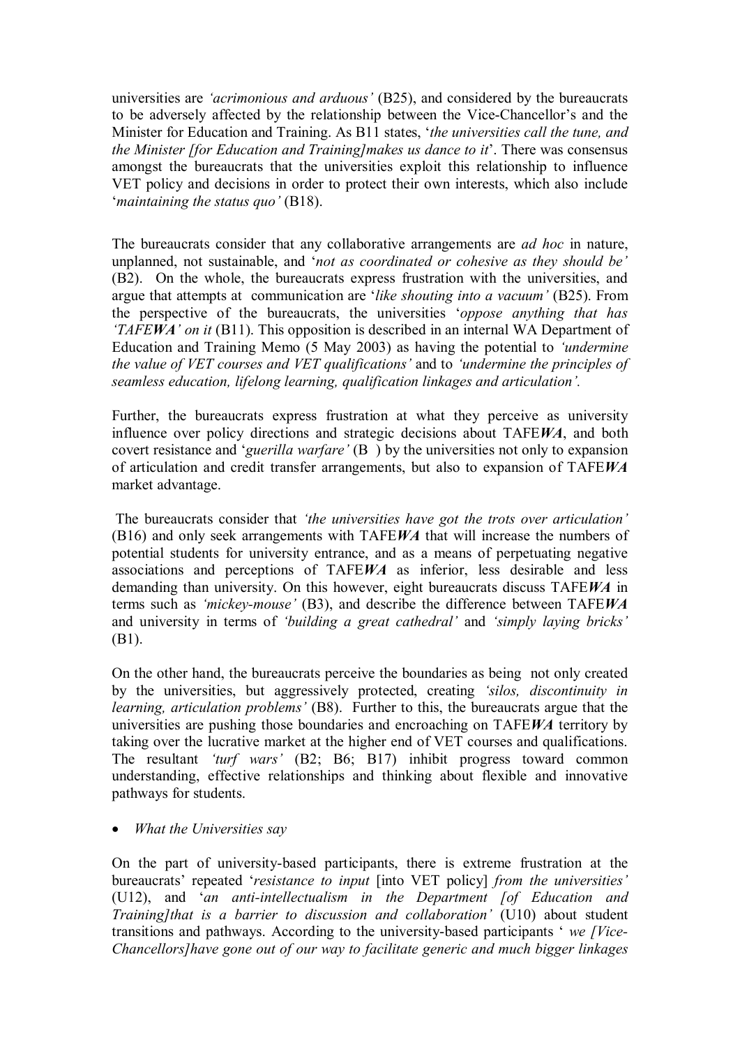universities are *'acrimonious and arduous'* (B25), and considered by the bureaucrats to be adversely affected by the relationship between the Vice-Chancellor's and the Minister for Education and Training. As B11 states, '*the universities call the tune, and the Minister [for Education and Training]makes us dance to it*'. There was consensus amongst the bureaucrats that the universities exploit this relationship to influence VET policy and decisions in order to protect their own interests, which also include '*maintaining the status quo'* (B18).

The bureaucrats consider that any collaborative arrangements are *ad hoc* in nature, unplanned, not sustainable, and '*not as coordinated or cohesive as they should be'* (B2). On the whole, the bureaucrats express frustration with the universities, and argue that attempts at communication are '*like shouting into a vacuum'* (B25). From the perspective of the bureaucrats, the universities '*oppose anything that has 'TAFE**WA**' on it* (B11). This opposition is described in an internal WA Department of Education and Training Memo (5 May 2003) as having the potential to *'undermine the value of VET courses and VET qualifications'* and to *'undermine the principles of seamless education, lifelong learning, qualification linkages and articulation'.*

Further, the bureaucrats express frustration at what they perceive as university influence over policy directions and strategic decisions about TAFE***WA***, and both covert resistance and '*guerilla warfare'* (B ) by the universities not only to expansion of articulation and credit transfer arrangements, but also to expansion of TAFE***WA*** market advantage.

The bureaucrats consider that *'the universities have got the trots over articulation'* (B16) and only seek arrangements with TAFE***WA*** that will increase the numbers of potential students for university entrance, and as a means of perpetuating negative associations and perceptions of TAFE***WA*** as inferior, less desirable and less demanding than university. On this however, eight bureaucrats discuss TAFE***WA*** in terms such as *'mickey-mouse'* (B3), and describe the difference between TAFE***WA*** and university in terms of *'building a great cathedral'* and *'simply laying bricks'* (B1).

On the other hand, the bureaucrats perceive the boundaries as being not only created by the universities, but aggressively protected, creating *'silos, discontinuity in learning, articulation problems'* (B8). Further to this, the bureaucrats argue that the universities are pushing those boundaries and encroaching on TAFE***WA*** territory by taking over the lucrative market at the higher end of VET courses and qualifications. The resultant *'turf wars'* (B2; B6; B17) inhibit progress toward common understanding, effective relationships and thinking about flexible and innovative pathways for students.

- *What the Universities say*

On the part of university-based participants, there is extreme frustration at the bureaucrats' repeated '*resistance to input* [into VET policy] *from the universities'* (U12), and '*an anti-intellectualism in the Department [of Education and Training]that is a barrier to discussion and collaboration'* (U10) about student transitions and pathways. According to the university-based participants ' *we [Vice-Chancellors]have gone out of our way to facilitate generic and much bigger linkages*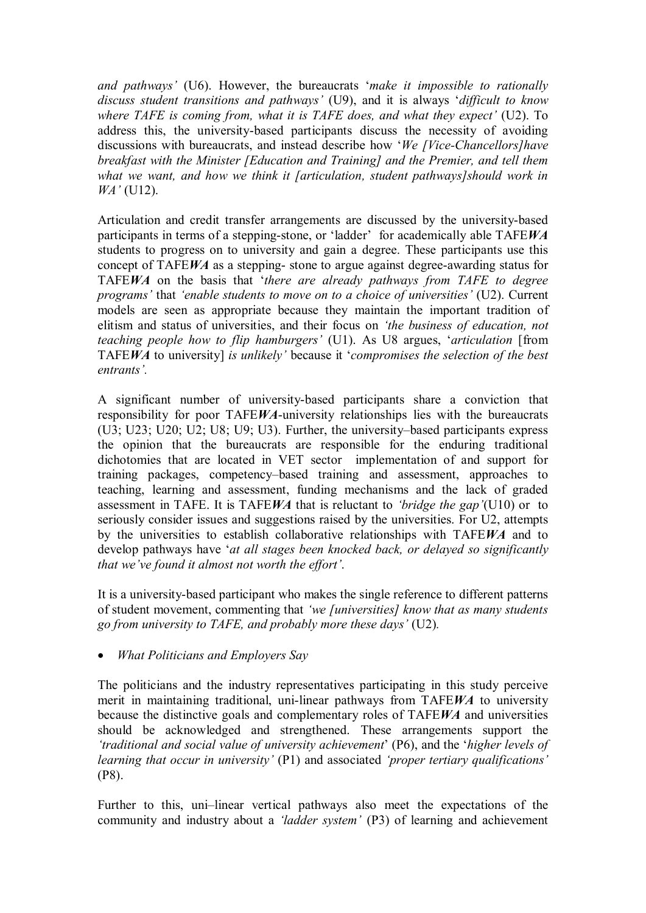*and pathways'* (U6). However, the bureaucrats '*make it impossible to rationally discuss student transitions and pathways'* (U9), and it is always '*difficult to know where TAFE is coming from, what it is TAFE does, and what they expect'* (U2). To address this, the university-based participants discuss the necessity of avoiding discussions with bureaucrats, and instead describe how '*We [Vice-Chancellors]have breakfast with the Minister [Education and Training] and the Premier, and tell them what we want, and how we think it [articulation, student pathways]should work in WA'* (U12).

Articulation and credit transfer arrangements are discussed by the university-based participants in terms of a stepping-stone, or 'ladder' for academically able TAFE***WA*** students to progress on to university and gain a degree. These participants use this concept of TAFE***WA*** as a stepping- stone to argue against degree-awarding status for TAFE***WA*** on the basis that '*there are already pathways from TAFE to degree programs'* that *'enable students to move on to a choice of universities'* (U2). Current models are seen as appropriate because they maintain the important tradition of elitism and status of universities, and their focus on *'the business of education, not teaching people how to flip hamburgers'* (U1). As U8 argues, '*articulation* [from TAFE***WA*** to university] *is unlikely'* because it '*compromises the selection of the best entrants'*.

A significant number of university-based participants share a conviction that responsibility for poor TAFE***WA***-university relationships lies with the bureaucrats (U3; U23; U20; U2; U8; U9; U3). Further, the university–based participants express the opinion that the bureaucrats are responsible for the enduring traditional dichotomies that are located in VET sector implementation of and support for training packages, competency–based training and assessment, approaches to teaching, learning and assessment, funding mechanisms and the lack of graded assessment in TAFE. It is TAFE***WA*** that is reluctant to *'bridge the gap'*(U10) or to seriously consider issues and suggestions raised by the universities. For U2, attempts by the universities to establish collaborative relationships with TAFE***WA*** and to develop pathways have '*at all stages been knocked back, or delayed so significantly that we've found it almost not worth the effort'*.

It is a university-based participant who makes the single reference to different patterns of student movement, commenting that *'we [universities] know that as many students go from university to TAFE, and probably more these days'* (U2).

- *What Politicians and Employers Say*

The politicians and the industry representatives participating in this study perceive merit in maintaining traditional, uni-linear pathways from TAFE***WA*** to university because the distinctive goals and complementary roles of TAFE***WA*** and universities should be acknowledged and strengthened. These arrangements support the *'traditional and social value of university achievement*' (P6), and the '*higher levels of learning that occur in university'* (P1) and associated *'proper tertiary qualifications'* (P8).

Further to this, uni–linear vertical pathways also meet the expectations of the community and industry about a *'ladder system'* (P3) of learning and achievement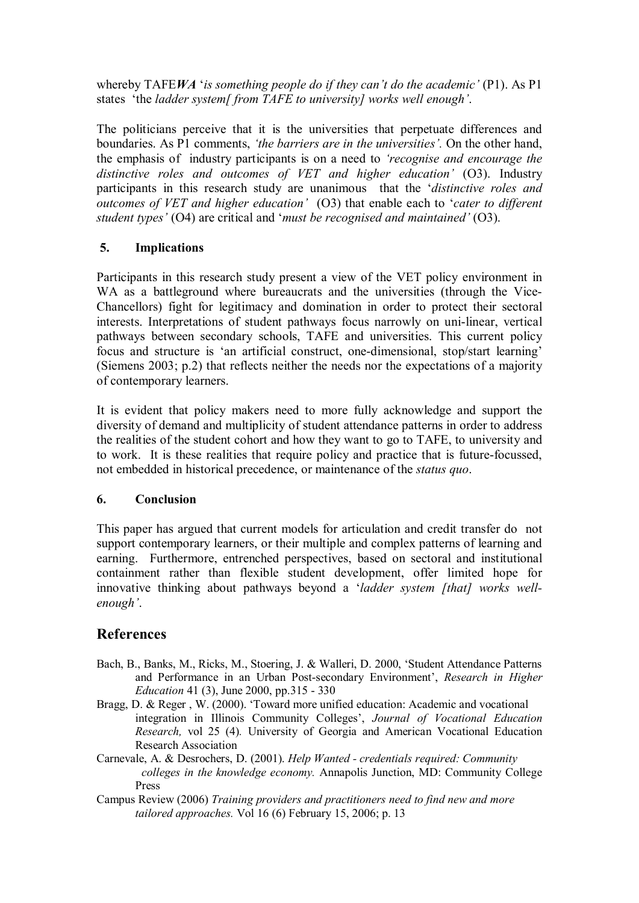whereby TAFE***WA*** '*is something people do if they can't do the academic'* (P1). As P1 states 'the *ladder system[ from TAFE to university] works well enough'*.

The politicians perceive that it is the universities that perpetuate differences and boundaries. As P1 comments, *'the barriers are in the universities'.* On the other hand, the emphasis of industry participants is on a need to *'recognise and encourage the distinctive roles and outcomes of VET and higher education'* (O3). Industry participants in this research study are unanimous that the '*distinctive roles and outcomes of VET and higher education'* (O3) that enable each to '*cater to different student types'* (O4) are critical and '*must be recognised and maintained'* (O3).

## 5. Implications

Participants in this research study present a view of the VET policy environment in WA as a battleground where bureaucrats and the universities (through the Vice-Chancellors) fight for legitimacy and domination in order to protect their sectoral interests. Interpretations of student pathways focus narrowly on uni-linear, vertical pathways between secondary schools, TAFE and universities. This current policy focus and structure is 'an artificial construct, one-dimensional, stop/start learning' (Siemens 2003; p.2) that reflects neither the needs nor the expectations of a majority of contemporary learners.

It is evident that policy makers need to more fully acknowledge and support the diversity of demand and multiplicity of student attendance patterns in order to address the realities of the student cohort and how they want to go to TAFE, to university and to work. It is these realities that require policy and practice that is future-focussed, not embedded in historical precedence, or maintenance of the *status quo*.

## 6. Conclusion

This paper has argued that current models for articulation and credit transfer do not support contemporary learners, or their multiple and complex patterns of learning and earning. Furthermore, entrenched perspectives, based on sectoral and institutional containment rather than flexible student development, offer limited hope for innovative thinking about pathways beyond a '*ladder system [that] works well-enough'*.

# References

Bach, B., Banks, M., Ricks, M., Stoering, J. & Walleri, D. 2000, 'Student Attendance Patterns and Performance in an Urban Post-secondary Environment', *Research in Higher Education* 41 (3), June 2000, pp.315 - 330

Bragg, D. & Reger , W. (2000). 'Toward more unified education: Academic and vocational integration in Illinois Community Colleges', *Journal of Vocational Education Research,* vol 25 (4)*.* University of Georgia and American Vocational Education Research Association

Carnevale, A. & Desrochers, D. (2001). *Help Wanted - credentials required: Community colleges in the knowledge economy.* Annapolis Junction, MD: Community College Press

Campus Review (2006) *Training providers and practitioners need to find new and more tailored approaches.* Vol 16 (6) February 15, 2006; p. 13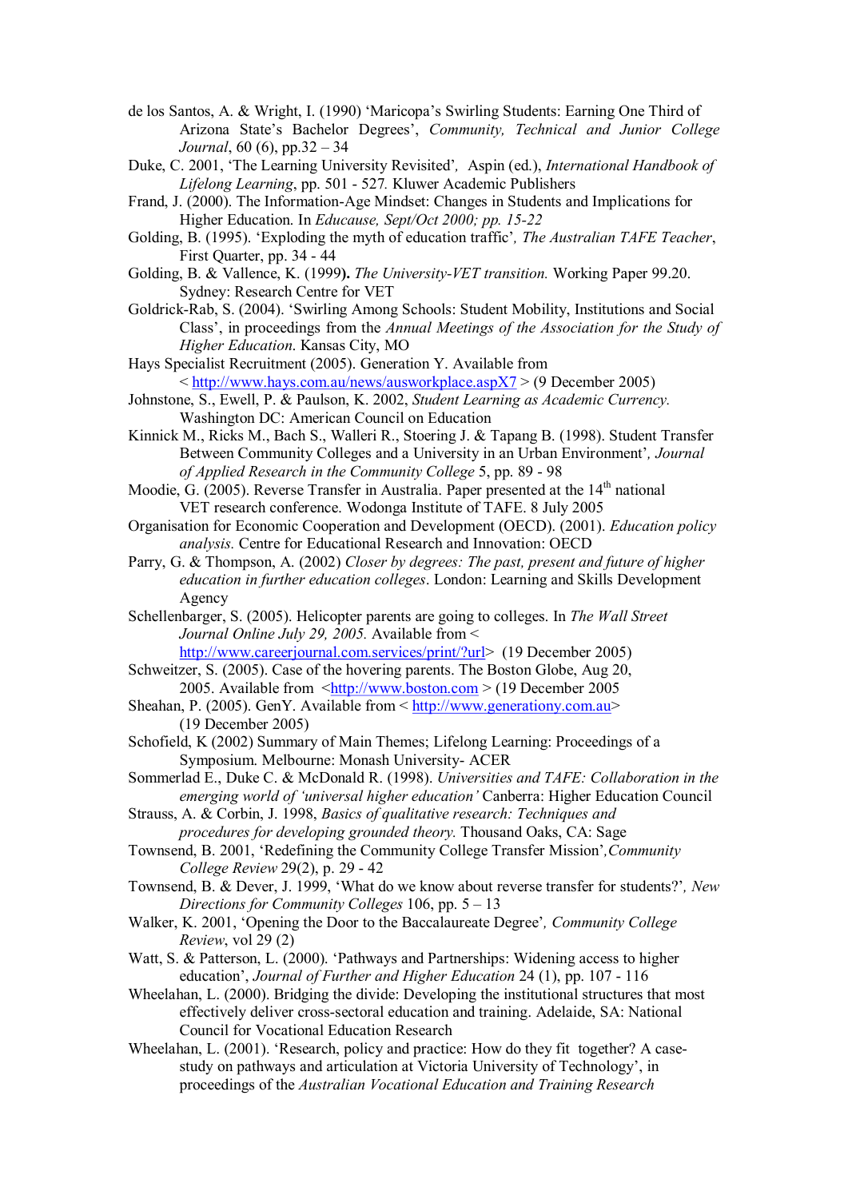de los Santos, A. & Wright, I. (1990) 'Maricopa's Swirling Students: Earning One Third of Arizona State's Bachelor Degrees', *Community, Technical and Junior College Journal*, 60 (6), pp.32 – 34

Duke, C. 2001, 'The Learning University Revisited', Aspin (ed.), *International Handbook of Lifelong Learning*, pp. 501 - 527. Kluwer Academic Publishers

Frand, J. (2000). The Information-Age Mindset: Changes in Students and Implications for Higher Education. In *Educause, Sept/Oct 2000; pp. 15-22*

Golding, B. (1995). 'Exploding the myth of education traffic', *The Australian TAFE Teacher*, First Quarter, pp. 34 - 44

Golding, B. & Vallence, K. (1999**).** *The University-VET transition.* Working Paper 99.20. Sydney: Research Centre for VET

Goldrick-Rab, S. (2004). 'Swirling Among Schools: Student Mobility, Institutions and Social Class', in proceedings from the *Annual Meetings of the Association for the Study of Higher Education*. Kansas City, MO

Hays Specialist Recruitment (2005). Generation Y. Available from < http://www.hays.com.au/news/ausworkplace.aspX7 > (9 December 2005)

Johnstone, S., Ewell, P. & Paulson, K. 2002, *Student Learning as Academic Currency.* Washington DC: American Council on Education

Kinnick M., Ricks M., Bach S., Walleri R., Stoering J. & Tapang B. (1998). Student Transfer Between Community Colleges and a University in an Urban Environment', *Journal of Applied Research in the Community College* 5, pp. 89 - 98

Moodie, G. (2005). Reverse Transfer in Australia. Paper presented at the 14th national VET research conference. Wodonga Institute of TAFE. 8 July 2005

Organisation for Economic Cooperation and Development (OECD). (2001). *Education policy analysis.* Centre for Educational Research and Innovation: OECD

Parry, G. & Thompson, A. (2002) *Closer by degrees: The past, present and future of higher education in further education colleges*. London: Learning and Skills Development Agency

Schellenbarger, S. (2005). Helicopter parents are going to colleges. In *The Wall Street Journal Online July 29, 2005.* Available from < http://www.careerjournal.com.services/print/?url> (19 December 2005)

Schweitzer, S. (2005). Case of the hovering parents. The Boston Globe, Aug 20, 2005. Available from <http://www.boston.com > (19 December 2005

Sheahan, P. (2005). GenY. Available from < http://www.generationy.com.au> (19 December 2005)

Schofield, K (2002) Summary of Main Themes; Lifelong Learning: Proceedings of a Symposium. Melbourne: Monash University- ACER

Sommerlad E., Duke C. & McDonald R. (1998). *Universities and TAFE: Collaboration in the emerging world of 'universal higher education'* Canberra: Higher Education Council

Strauss, A. & Corbin, J. 1998, *Basics of qualitative research: Techniques and procedures for developing grounded theory.* Thousand Oaks, CA: Sage

Townsend, B. 2001, 'Redefining the Community College Transfer Mission',*Community College Review* 29(2), p. 29 - 42

Townsend, B. & Dever, J. 1999, 'What do we know about reverse transfer for students?', *New Directions for Community Colleges* 106, pp. 5 – 13

Walker, K. 2001, 'Opening the Door to the Baccalaureate Degree', *Community College Review*, vol 29 (2)

Watt, S. & Patterson, L. (2000). 'Pathways and Partnerships: Widening access to higher education', *Journal of Further and Higher Education* 24 (1), pp. 107 - 116

Wheelahan, L. (2000). Bridging the divide: Developing the institutional structures that most effectively deliver cross-sectoral education and training. Adelaide, SA: National Council for Vocational Education Research

Wheelahan, L. (2001). 'Research, policy and practice: How do they fit together? A case-study on pathways and articulation at Victoria University of Technology', in proceedings of the *Australian Vocational Education and Training Research*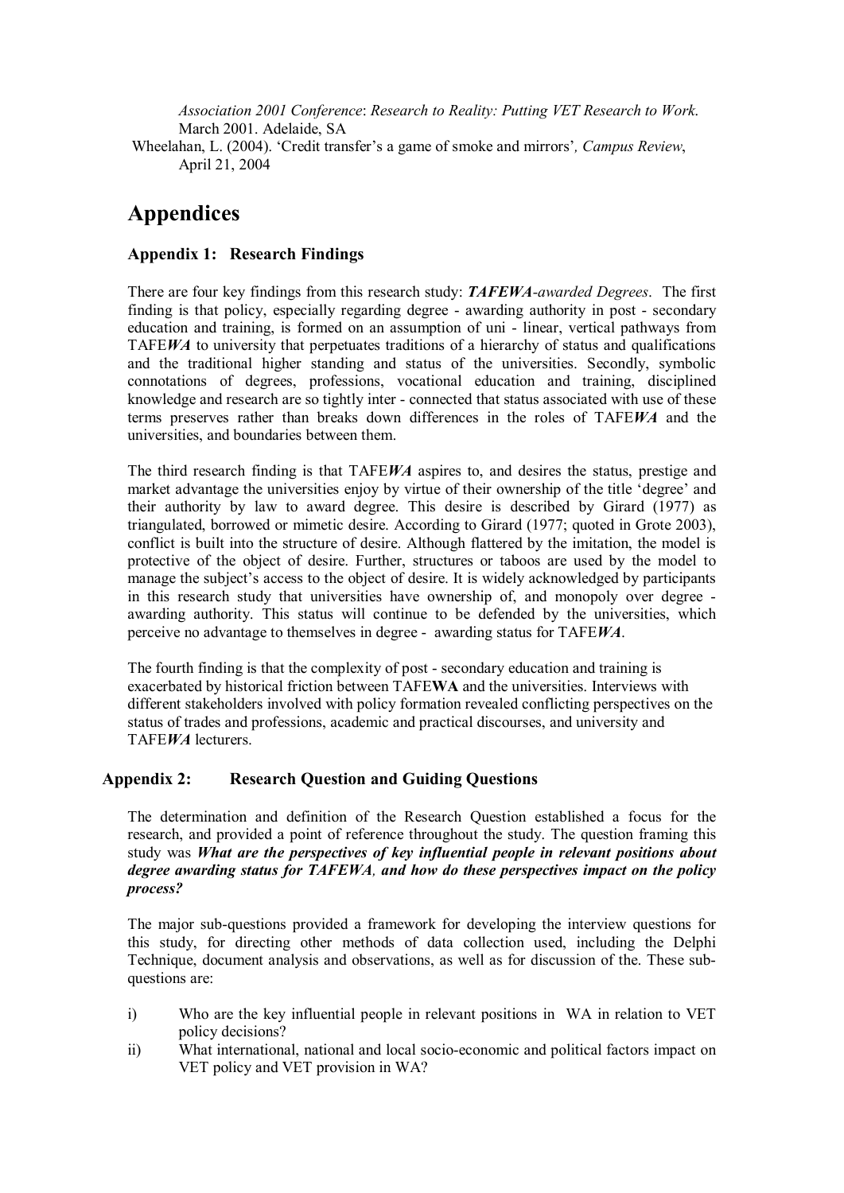*Association 2001 Conference*: *Research to Reality: Putting VET Research to Work*. March 2001. Adelaide, SA

Wheelahan, L. (2004). 'Credit transfer's a game of smoke and mirrors', *Campus Review*, April 21, 2004

# Appendices

## Appendix 1: Research Findings

There are four key findings from this research study: ***TAFEWA****-awarded Degrees*. The first finding is that policy, especially regarding degree - awarding authority in post - secondary education and training, is formed on an assumption of uni - linear, vertical pathways from TAFE***WA*** to university that perpetuates traditions of a hierarchy of status and qualifications and the traditional higher standing and status of the universities. Secondly, symbolic connotations of degrees, professions, vocational education and training, disciplined knowledge and research are so tightly inter - connected that status associated with use of these terms preserves rather than breaks down differences in the roles of TAFE***WA*** and the universities, and boundaries between them.

The third research finding is that TAFE***WA*** aspires to, and desires the status, prestige and market advantage the universities enjoy by virtue of their ownership of the title 'degree' and their authority by law to award degree. This desire is described by Girard (1977) as triangulated, borrowed or mimetic desire. According to Girard (1977; quoted in Grote 2003), conflict is built into the structure of desire. Although flattered by the imitation, the model is protective of the object of desire. Further, structures or taboos are used by the model to manage the subject's access to the object of desire. It is widely acknowledged by participants in this research study that universities have ownership of, and monopoly over degree - awarding authority. This status will continue to be defended by the universities, which perceive no advantage to themselves in degree - awarding status for TAFE***WA***.

The fourth finding is that the complexity of post - secondary education and training is exacerbated by historical friction between TAFE**WA** and the universities. Interviews with different stakeholders involved with policy formation revealed conflicting perspectives on the status of trades and professions, academic and practical discourses, and university and TAFE***WA*** lecturers.

## Appendix 2: Research Question and Guiding Questions

The determination and definition of the Research Question established a focus for the research, and provided a point of reference throughout the study. The question framing this study was ***What are the perspectives of key influential people in relevant positions about degree awarding status for TAFEWA, and how do these perspectives impact on the policy process?***

The major sub-questions provided a framework for developing the interview questions for this study, for directing other methods of data collection used, including the Delphi Technique, document analysis and observations, as well as for discussion of the. These sub-questions are:

i) Who are the key influential people in relevant positions in WA in relation to VET policy decisions?

ii) What international, national and local socio-economic and political factors impact on VET policy and VET provision in WA?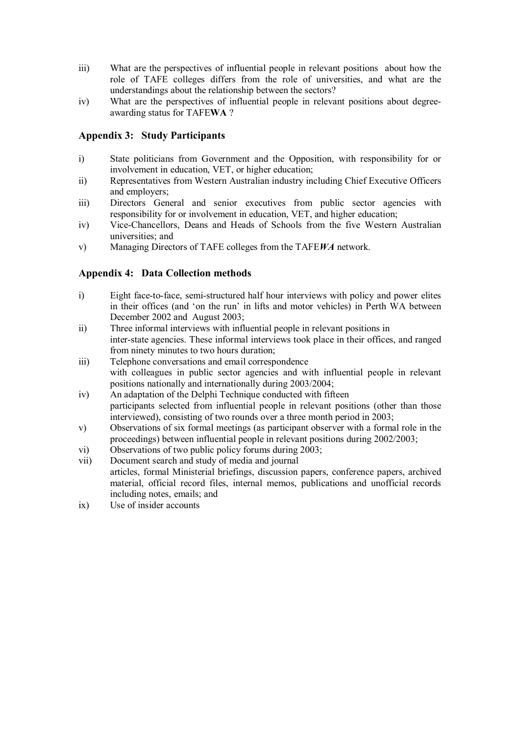iii) What are the perspectives of influential people in relevant positions about how the role of TAFE colleges differs from the role of universities, and what are the understandings about the relationship between the sectors?

iv) What are the perspectives of influential people in relevant positions about degree-awarding status for TAFE**WA** ?

## Appendix 3: Study Participants

i) State politicians from Government and the Opposition, with responsibility for or involvement in education, VET, or higher education;

ii) Representatives from Western Australian industry including Chief Executive Officers and employers;

iii) Directors General and senior executives from public sector agencies with responsibility for or involvement in education, VET, and higher education;

iv) Vice-Chancellors, Deans and Heads of Schools from the five Western Australian universities; and

v) Managing Directors of TAFE colleges from the TAFE***WA*** network.

## Appendix 4: Data Collection methods

i) Eight face-to-face, semi-structured half hour interviews with policy and power elites in their offices (and 'on the run' in lifts and motor vehicles) in Perth WA between December 2002 and August 2003;

ii) Three informal interviews with influential people in relevant positions in inter-state agencies. These informal interviews took place in their offices, and ranged from ninety minutes to two hours duration;

iii) Telephone conversations and email correspondence with colleagues in public sector agencies and with influential people in relevant positions nationally and internationally during 2003/2004;

iv) An adaptation of the Delphi Technique conducted with fifteen participants selected from influential people in relevant positions (other than those interviewed), consisting of two rounds over a three month period in 2003;

v) Observations of six formal meetings (as participant observer with a formal role in the proceedings) between influential people in relevant positions during 2002/2003;

vi) Observations of two public policy forums during 2003;

vii) Document search and study of media and journal articles, formal Ministerial briefings, discussion papers, conference papers, archived material, official record files, internal memos, publications and unofficial records including notes, emails; and

ix) Use of insider accounts